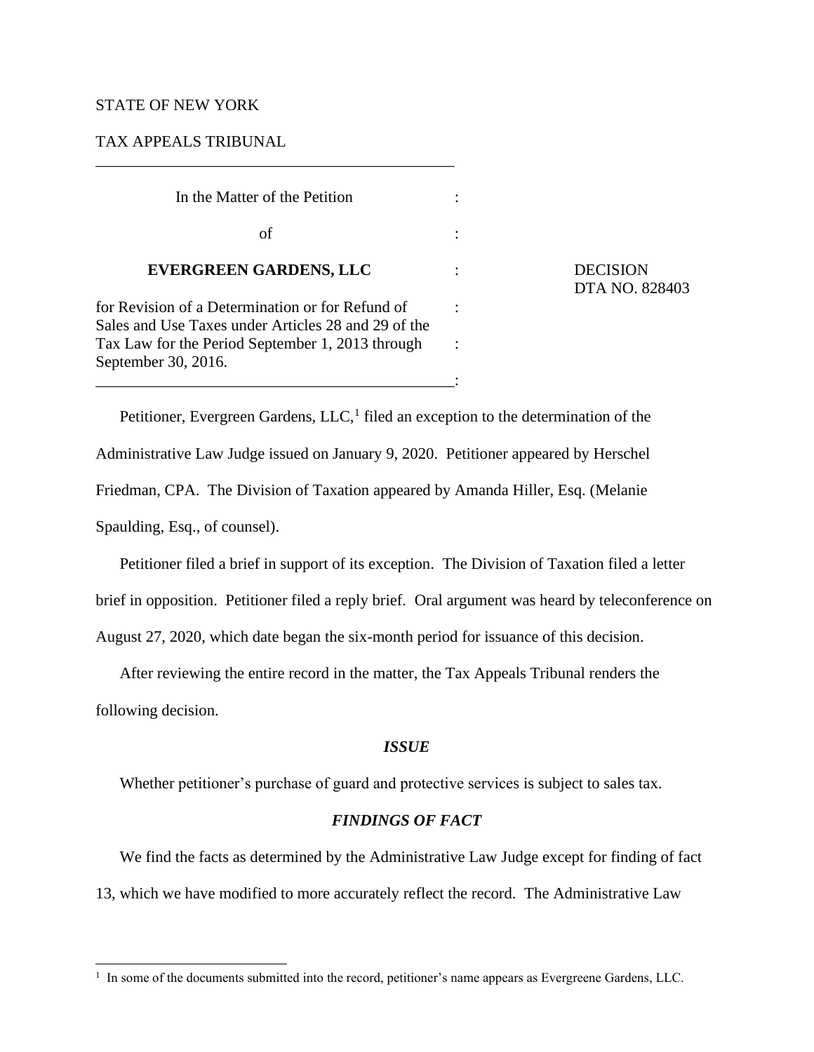STATE OF NEW YORK

TAX APPEALS TRIBUNAL

---

| | | |
|---|---|---|
| In the Matter of the Petition | : | |
| of | : | |
| **EVERGREEN GARDENS, LLC** | : | DECISION DTA NO. 828403 |
| for Revision of a Determination or for Refund of Sales and Use Taxes under Articles 28 and 29 of the Tax Law for the Period September 1, 2013 through September 30, 2016. | : | |

---

Petitioner, Evergreen Gardens, LLC,[1] filed an exception to the determination of the Administrative Law Judge issued on January 9, 2020. Petitioner appeared by Herschel Friedman, CPA. The Division of Taxation appeared by Amanda Hiller, Esq. (Melanie Spaulding, Esq., of counsel).

Petitioner filed a brief in support of its exception. The Division of Taxation filed a letter brief in opposition. Petitioner filed a reply brief. Oral argument was heard by teleconference on August 27, 2020, which date began the six-month period for issuance of this decision.

After reviewing the entire record in the matter, the Tax Appeals Tribunal renders the following decision.

### *ISSUE*

Whether petitioner's purchase of guard and protective services is subject to sales tax.

### *FINDINGS OF FACT*

We find the facts as determined by the Administrative Law Judge except for finding of fact 13, which we have modified to more accurately reflect the record. The Administrative Law

---

[1] In some of the documents submitted into the record, petitioner's name appears as Evergreene Gardens, LLC.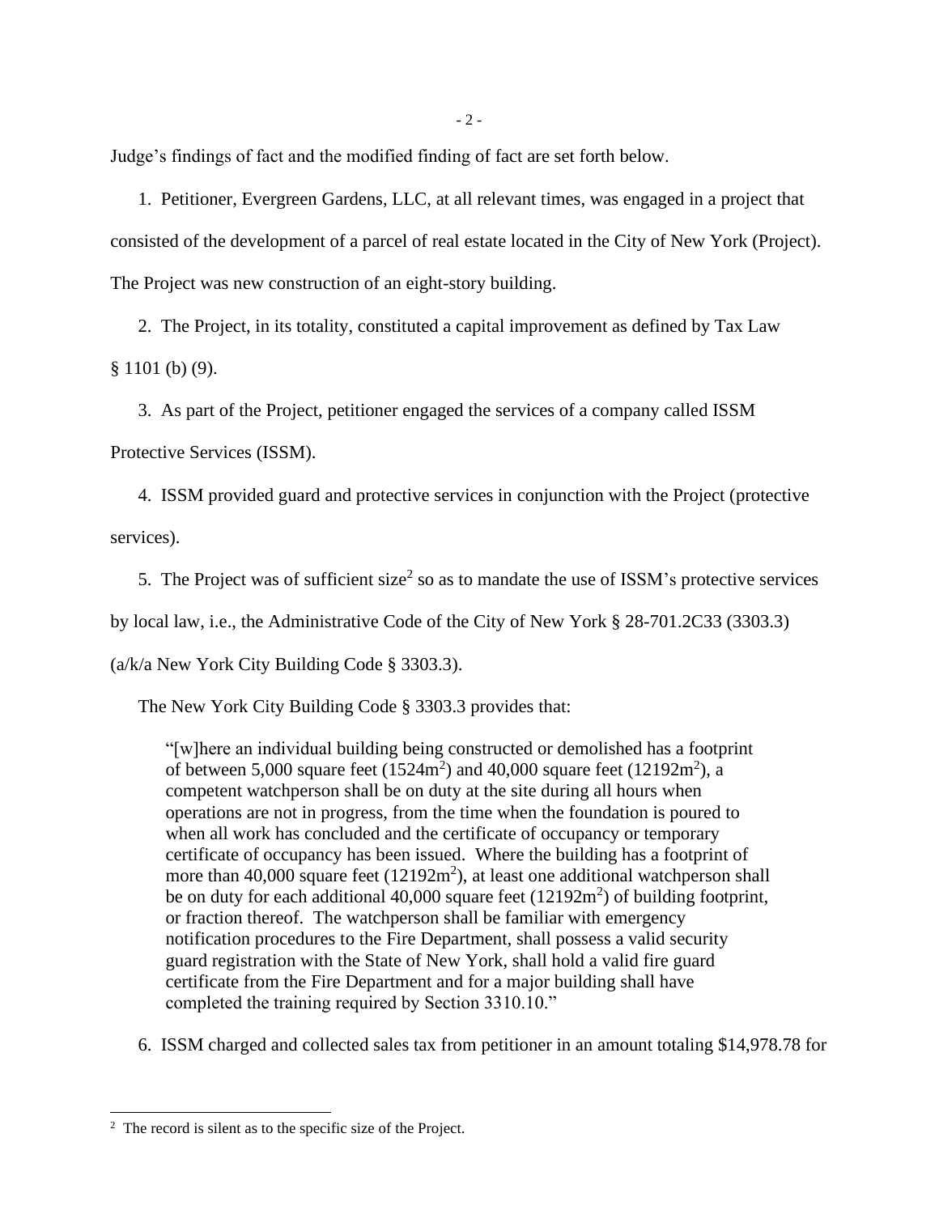Judge's findings of fact and the modified finding of fact are set forth below.

1. Petitioner, Evergreen Gardens, LLC, at all relevant times, was engaged in a project that consisted of the development of a parcel of real estate located in the City of New York (Project). The Project was new construction of an eight-story building.

2. The Project, in its totality, constituted a capital improvement as defined by Tax Law § 1101 (b) (9).

3. As part of the Project, petitioner engaged the services of a company called ISSM Protective Services (ISSM).

4. ISSM provided guard and protective services in conjunction with the Project (protective services).

5. The Project was of sufficient size[2] so as to mandate the use of ISSM's protective services by local law, i.e., the Administrative Code of the City of New York § 28-701.2C33 (3303.3) (a/k/a New York City Building Code § 3303.3).

The New York City Building Code § 3303.3 provides that:

> "[w]here an individual building being constructed or demolished has a footprint of between 5,000 square feet (1524m$^2$) and 40,000 square feet (12192m$^2$), a competent watchperson shall be on duty at the site during all hours when operations are not in progress, from the time when the foundation is poured to when all work has concluded and the certificate of occupancy or temporary certificate of occupancy has been issued. Where the building has a footprint of more than 40,000 square feet (12192m$^2$), at least one additional watchperson shall be on duty for each additional 40,000 square feet (12192m$^2$) of building footprint, or fraction thereof. The watchperson shall be familiar with emergency notification procedures to the Fire Department, shall possess a valid security guard registration with the State of New York, shall hold a valid fire guard certificate from the Fire Department and for a major building shall have completed the training required by Section 3310.10."

6. ISSM charged and collected sales tax from petitioner in an amount totaling $14,978.78 for

---

[2] The record is silent as to the specific size of the Project.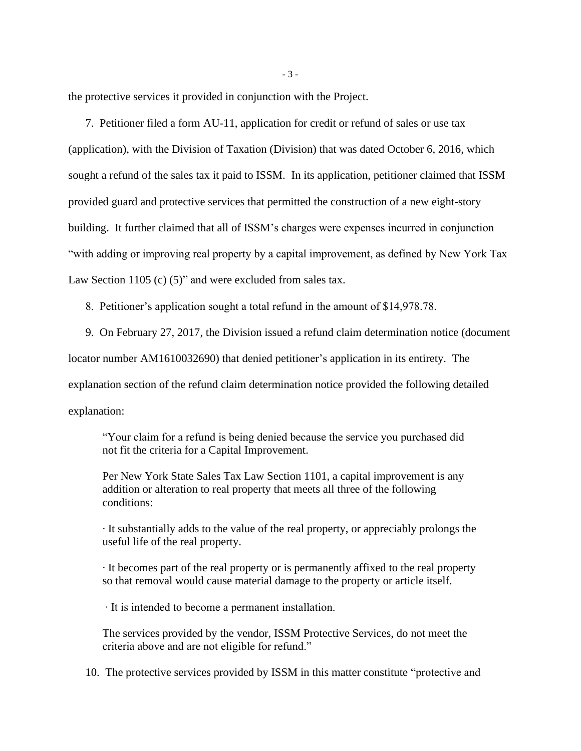the protective services it provided in conjunction with the Project.

7. Petitioner filed a form AU-11, application for credit or refund of sales or use tax (application), with the Division of Taxation (Division) that was dated October 6, 2016, which sought a refund of the sales tax it paid to ISSM. In its application, petitioner claimed that ISSM provided guard and protective services that permitted the construction of a new eight-story building. It further claimed that all of ISSM's charges were expenses incurred in conjunction "with adding or improving real property by a capital improvement, as defined by New York Tax Law Section 1105 (c) (5)" and were excluded from sales tax.

8. Petitioner's application sought a total refund in the amount of $14,978.78.

9. On February 27, 2017, the Division issued a refund claim determination notice (document locator number AM1610032690) that denied petitioner's application in its entirety. The explanation section of the refund claim determination notice provided the following detailed explanation:

> "Your claim for a refund is being denied because the service you purchased did not fit the criteria for a Capital Improvement.
>
> Per New York State Sales Tax Law Section 1101, a capital improvement is any addition or alteration to real property that meets all three of the following conditions:
>
> · It substantially adds to the value of the real property, or appreciably prolongs the useful life of the real property.
>
> · It becomes part of the real property or is permanently affixed to the real property so that removal would cause material damage to the property or article itself.
>
> · It is intended to become a permanent installation.
>
> The services provided by the vendor, ISSM Protective Services, do not meet the criteria above and are not eligible for refund."

10. The protective services provided by ISSM in this matter constitute "protective and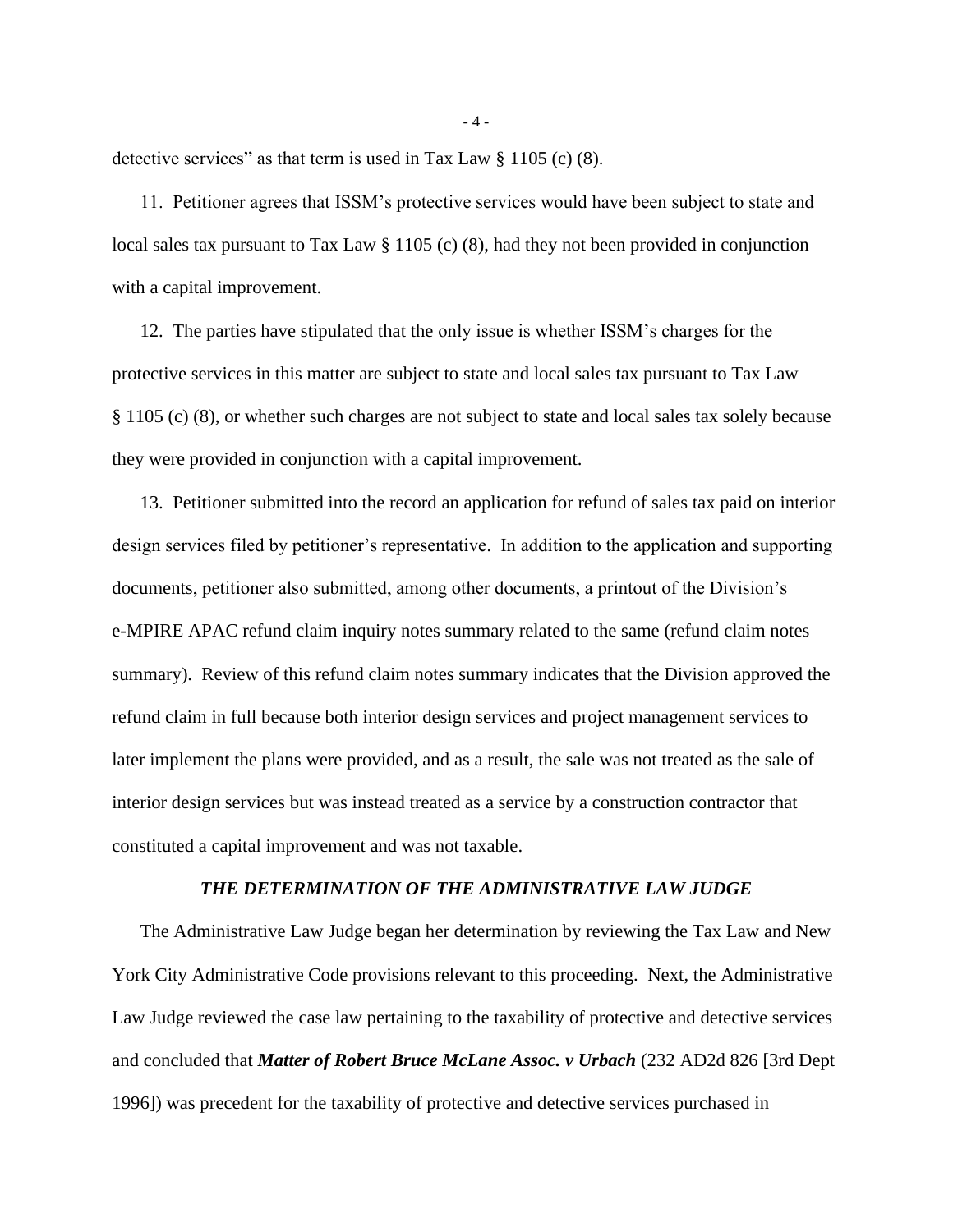detective services" as that term is used in Tax Law § 1105 (c) (8).

11. Petitioner agrees that ISSM's protective services would have been subject to state and local sales tax pursuant to Tax Law § 1105 (c) (8), had they not been provided in conjunction with a capital improvement.

12. The parties have stipulated that the only issue is whether ISSM's charges for the protective services in this matter are subject to state and local sales tax pursuant to Tax Law § 1105 (c) (8), or whether such charges are not subject to state and local sales tax solely because they were provided in conjunction with a capital improvement.

13. Petitioner submitted into the record an application for refund of sales tax paid on interior design services filed by petitioner's representative. In addition to the application and supporting documents, petitioner also submitted, among other documents, a printout of the Division's e-MPIRE APAC refund claim inquiry notes summary related to the same (refund claim notes summary). Review of this refund claim notes summary indicates that the Division approved the refund claim in full because both interior design services and project management services to later implement the plans were provided, and as a result, the sale was not treated as the sale of interior design services but was instead treated as a service by a construction contractor that constituted a capital improvement and was not taxable.

### *THE DETERMINATION OF THE ADMINISTRATIVE LAW JUDGE*

The Administrative Law Judge began her determination by reviewing the Tax Law and New York City Administrative Code provisions relevant to this proceeding. Next, the Administrative Law Judge reviewed the case law pertaining to the taxability of protective and detective services and concluded that ***Matter of Robert Bruce McLane Assoc. v Urbach*** (232 AD2d 826 [3rd Dept 1996]) was precedent for the taxability of protective and detective services purchased in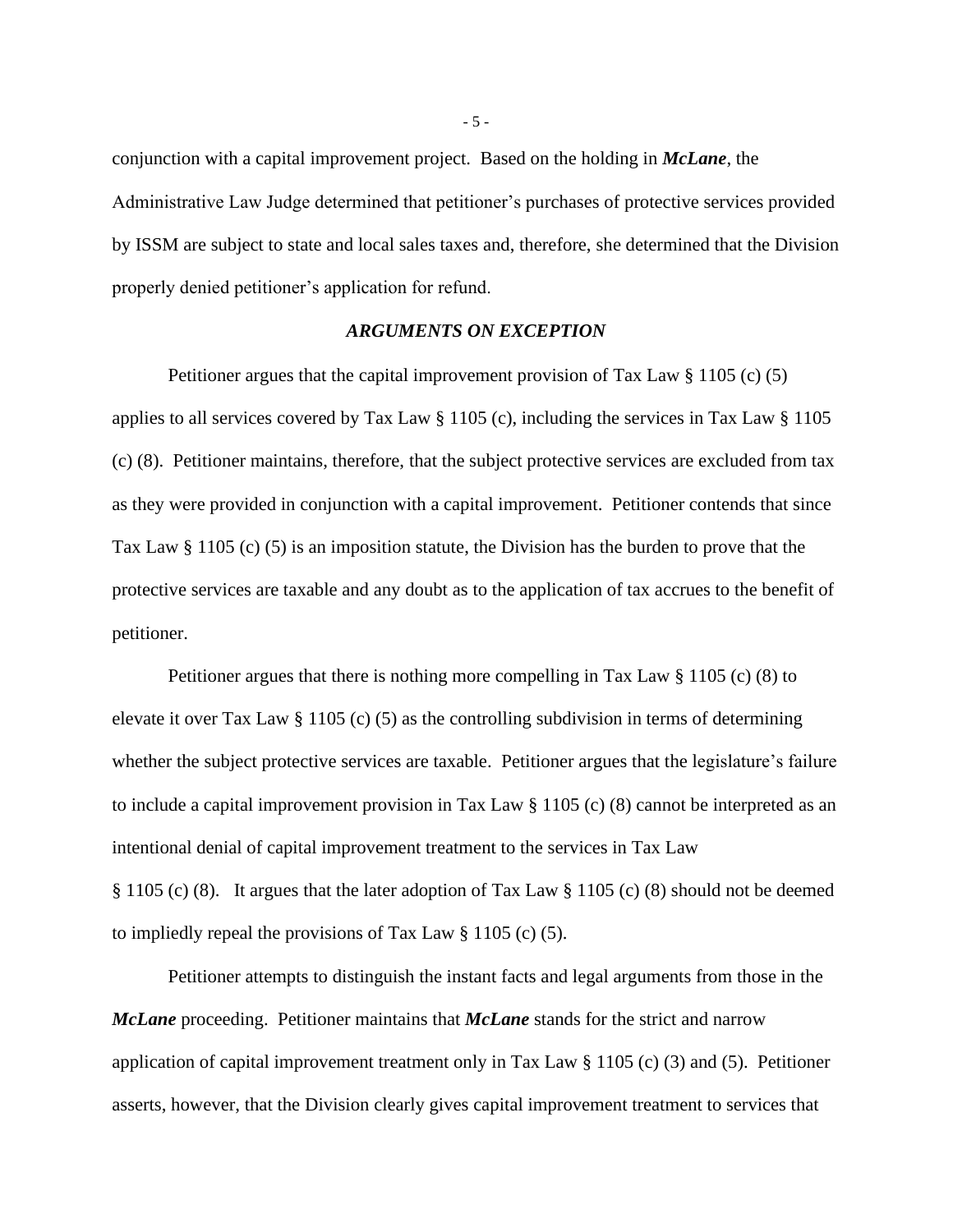conjunction with a capital improvement project. Based on the holding in ***McLane***, the Administrative Law Judge determined that petitioner's purchases of protective services provided by ISSM are subject to state and local sales taxes and, therefore, she determined that the Division properly denied petitioner's application for refund.

### *ARGUMENTS ON EXCEPTION*

Petitioner argues that the capital improvement provision of Tax Law § 1105 (c) (5) applies to all services covered by Tax Law § 1105 (c), including the services in Tax Law § 1105 (c) (8). Petitioner maintains, therefore, that the subject protective services are excluded from tax as they were provided in conjunction with a capital improvement. Petitioner contends that since Tax Law § 1105 (c) (5) is an imposition statute, the Division has the burden to prove that the protective services are taxable and any doubt as to the application of tax accrues to the benefit of petitioner.

Petitioner argues that there is nothing more compelling in Tax Law § 1105 (c) (8) to elevate it over Tax Law § 1105 (c) (5) as the controlling subdivision in terms of determining whether the subject protective services are taxable. Petitioner argues that the legislature's failure to include a capital improvement provision in Tax Law § 1105 (c) (8) cannot be interpreted as an intentional denial of capital improvement treatment to the services in Tax Law § 1105 (c) (8). It argues that the later adoption of Tax Law § 1105 (c) (8) should not be deemed to impliedly repeal the provisions of Tax Law § 1105 (c) (5).

Petitioner attempts to distinguish the instant facts and legal arguments from those in the ***McLane*** proceeding. Petitioner maintains that ***McLane*** stands for the strict and narrow application of capital improvement treatment only in Tax Law § 1105 (c) (3) and (5). Petitioner asserts, however, that the Division clearly gives capital improvement treatment to services that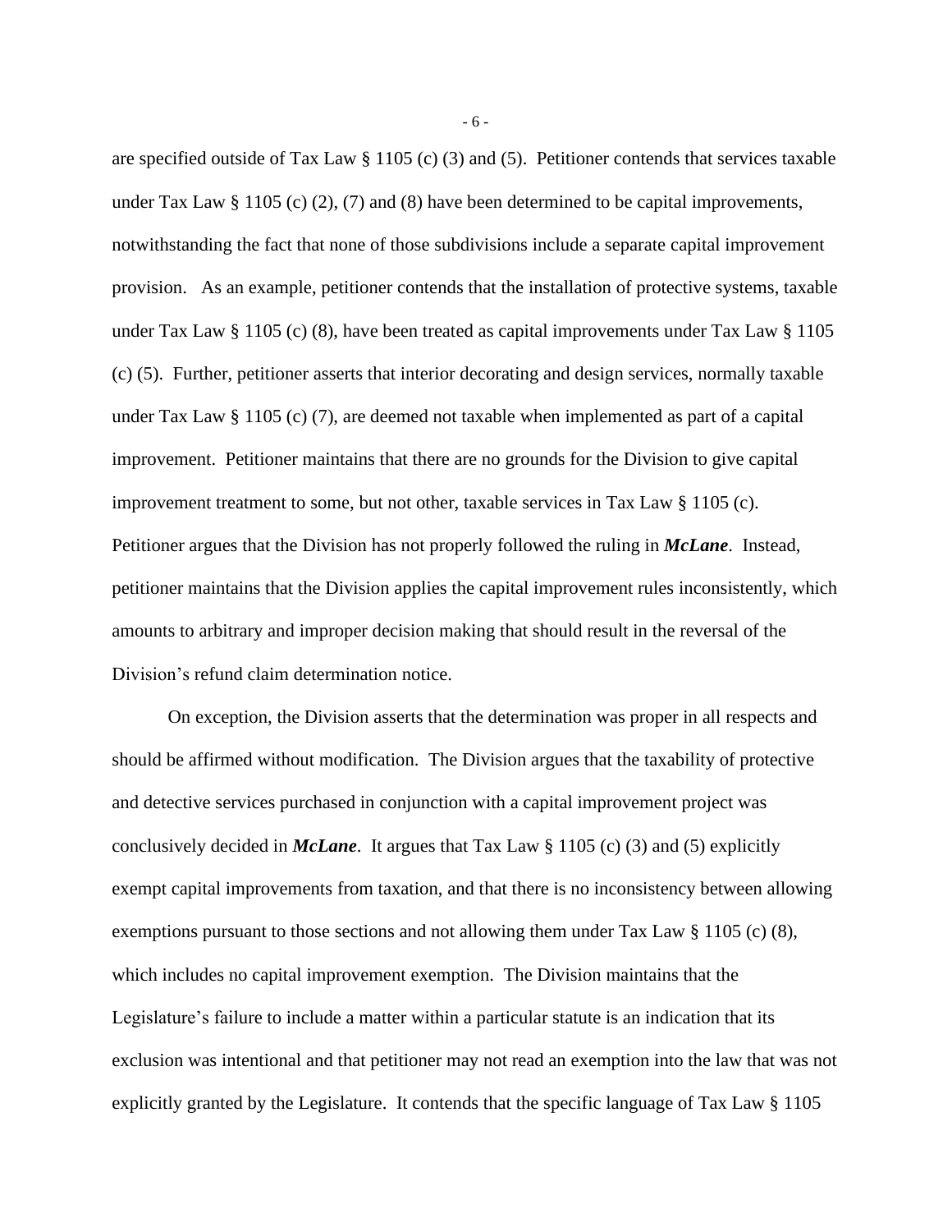are specified outside of Tax Law § 1105 (c) (3) and (5). Petitioner contends that services taxable under Tax Law § 1105 (c) (2), (7) and (8) have been determined to be capital improvements, notwithstanding the fact that none of those subdivisions include a separate capital improvement provision. As an example, petitioner contends that the installation of protective systems, taxable under Tax Law § 1105 (c) (8), have been treated as capital improvements under Tax Law § 1105 (c) (5). Further, petitioner asserts that interior decorating and design services, normally taxable under Tax Law § 1105 (c) (7), are deemed not taxable when implemented as part of a capital improvement. Petitioner maintains that there are no grounds for the Division to give capital improvement treatment to some, but not other, taxable services in Tax Law § 1105 (c). Petitioner argues that the Division has not properly followed the ruling in ***McLane***. Instead, petitioner maintains that the Division applies the capital improvement rules inconsistently, which amounts to arbitrary and improper decision making that should result in the reversal of the Division's refund claim determination notice.

On exception, the Division asserts that the determination was proper in all respects and should be affirmed without modification. The Division argues that the taxability of protective and detective services purchased in conjunction with a capital improvement project was conclusively decided in ***McLane***. It argues that Tax Law § 1105 (c) (3) and (5) explicitly exempt capital improvements from taxation, and that there is no inconsistency between allowing exemptions pursuant to those sections and not allowing them under Tax Law § 1105 (c) (8), which includes no capital improvement exemption. The Division maintains that the Legislature's failure to include a matter within a particular statute is an indication that its exclusion was intentional and that petitioner may not read an exemption into the law that was not explicitly granted by the Legislature. It contends that the specific language of Tax Law § 1105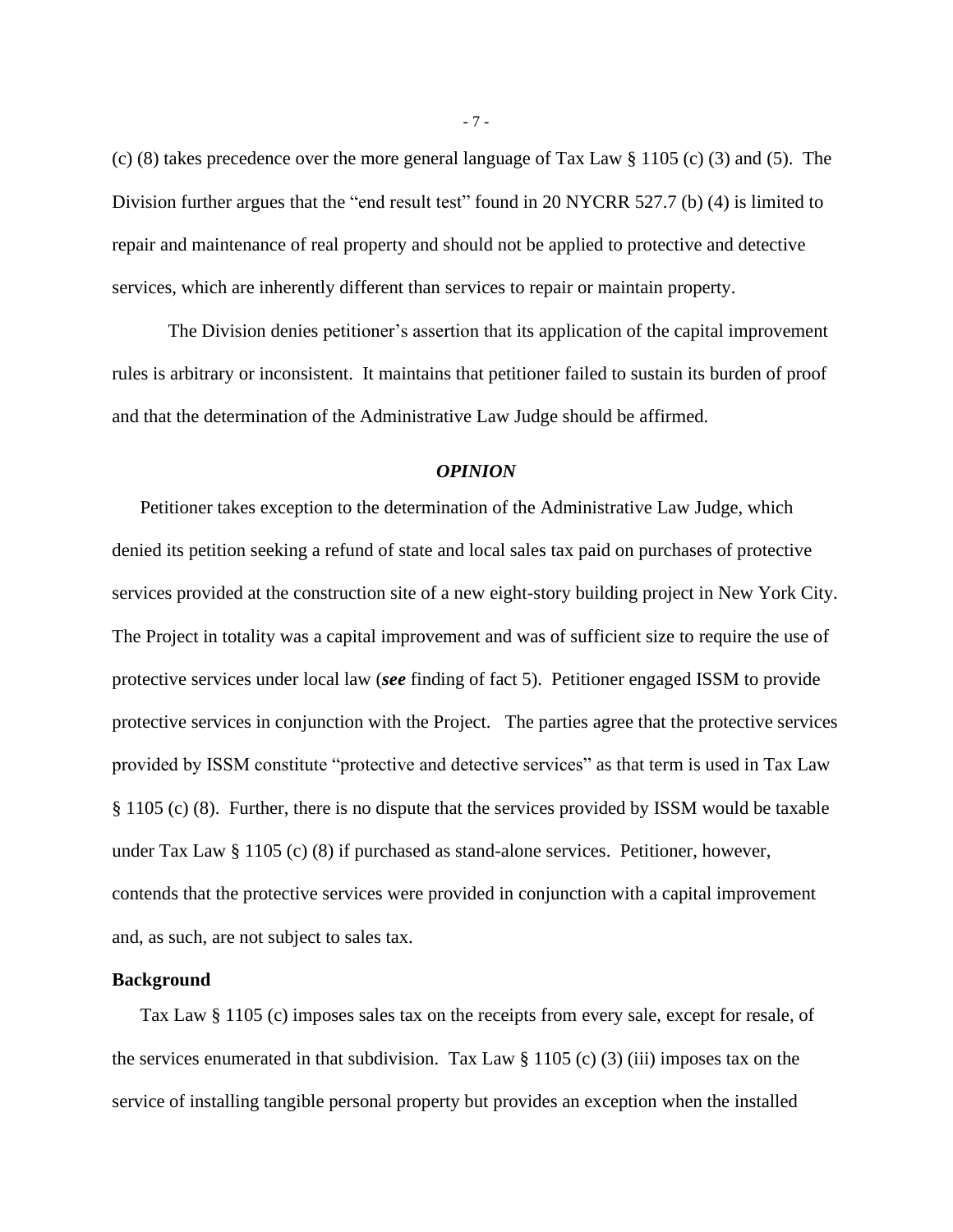(c) (8) takes precedence over the more general language of Tax Law § 1105 (c) (3) and (5). The Division further argues that the "end result test" found in 20 NYCRR 527.7 (b) (4) is limited to repair and maintenance of real property and should not be applied to protective and detective services, which are inherently different than services to repair or maintain property.

The Division denies petitioner's assertion that its application of the capital improvement rules is arbitrary or inconsistent. It maintains that petitioner failed to sustain its burden of proof and that the determination of the Administrative Law Judge should be affirmed.

### *OPINION*

Petitioner takes exception to the determination of the Administrative Law Judge, which denied its petition seeking a refund of state and local sales tax paid on purchases of protective services provided at the construction site of a new eight-story building project in New York City. The Project in totality was a capital improvement and was of sufficient size to require the use of protective services under local law (***see*** finding of fact 5). Petitioner engaged ISSM to provide protective services in conjunction with the Project. The parties agree that the protective services provided by ISSM constitute "protective and detective services" as that term is used in Tax Law § 1105 (c) (8). Further, there is no dispute that the services provided by ISSM would be taxable under Tax Law § 1105 (c) (8) if purchased as stand-alone services. Petitioner, however, contends that the protective services were provided in conjunction with a capital improvement and, as such, are not subject to sales tax.

**Background**

Tax Law § 1105 (c) imposes sales tax on the receipts from every sale, except for resale, of the services enumerated in that subdivision. Tax Law § 1105 (c) (3) (iii) imposes tax on the service of installing tangible personal property but provides an exception when the installed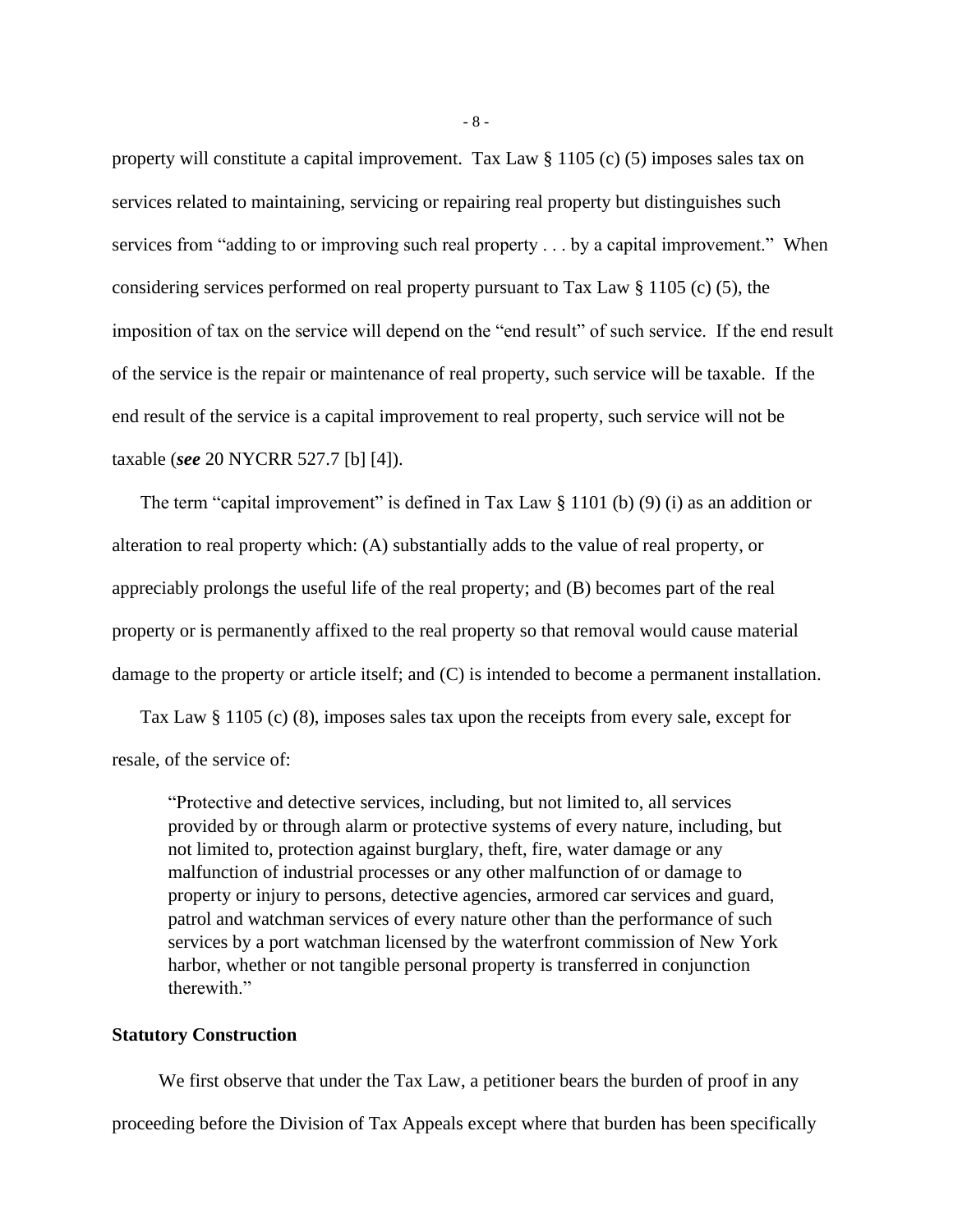property will constitute a capital improvement. Tax Law § 1105 (c) (5) imposes sales tax on services related to maintaining, servicing or repairing real property but distinguishes such services from "adding to or improving such real property . . . by a capital improvement." When considering services performed on real property pursuant to Tax Law § 1105 (c) (5), the imposition of tax on the service will depend on the "end result" of such service. If the end result of the service is the repair or maintenance of real property, such service will be taxable. If the end result of the service is a capital improvement to real property, such service will not be taxable (***see*** 20 NYCRR 527.7 [b] [4]).

The term "capital improvement" is defined in Tax Law § 1101 (b) (9) (i) as an addition or alteration to real property which: (A) substantially adds to the value of real property, or appreciably prolongs the useful life of the real property; and (B) becomes part of the real property or is permanently affixed to the real property so that removal would cause material damage to the property or article itself; and (C) is intended to become a permanent installation.

Tax Law § 1105 (c) (8), imposes sales tax upon the receipts from every sale, except for resale, of the service of:

> "Protective and detective services, including, but not limited to, all services provided by or through alarm or protective systems of every nature, including, but not limited to, protection against burglary, theft, fire, water damage or any malfunction of industrial processes or any other malfunction of or damage to property or injury to persons, detective agencies, armored car services and guard, patrol and watchman services of every nature other than the performance of such services by a port watchman licensed by the waterfront commission of New York harbor, whether or not tangible personal property is transferred in conjunction therewith."

**Statutory Construction**

We first observe that under the Tax Law, a petitioner bears the burden of proof in any proceeding before the Division of Tax Appeals except where that burden has been specifically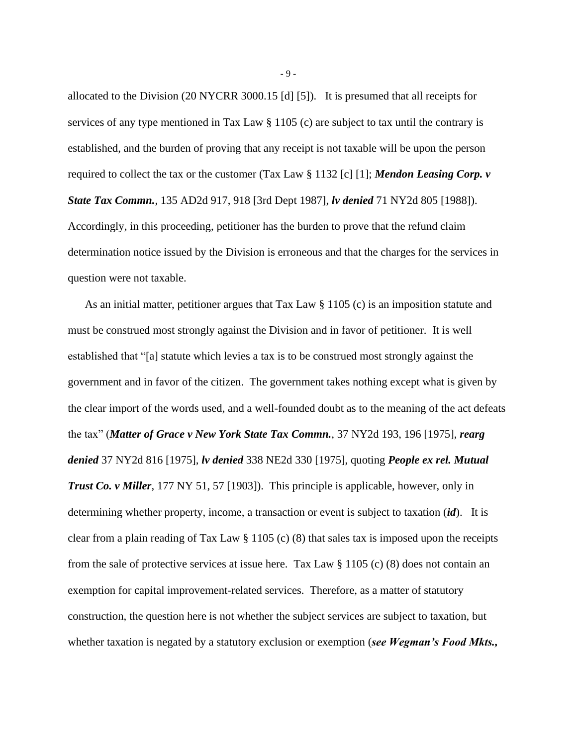allocated to the Division (20 NYCRR 3000.15 [d] [5]). It is presumed that all receipts for services of any type mentioned in Tax Law § 1105 (c) are subject to tax until the contrary is established, and the burden of proving that any receipt is not taxable will be upon the person required to collect the tax or the customer (Tax Law § 1132 [c] [1]; ***Mendon Leasing Corp. v State Tax Commn.***, 135 AD2d 917, 918 [3rd Dept 1987], ***lv denied*** 71 NY2d 805 [1988]). Accordingly, in this proceeding, petitioner has the burden to prove that the refund claim determination notice issued by the Division is erroneous and that the charges for the services in question were not taxable.

As an initial matter, petitioner argues that Tax Law § 1105 (c) is an imposition statute and must be construed most strongly against the Division and in favor of petitioner. It is well established that "[a] statute which levies a tax is to be construed most strongly against the government and in favor of the citizen. The government takes nothing except what is given by the clear import of the words used, and a well-founded doubt as to the meaning of the act defeats the tax" (***Matter of Grace v New York State Tax Commn.***, 37 NY2d 193, 196 [1975], ***rearg denied*** 37 NY2d 816 [1975], ***lv denied*** 338 NE2d 330 [1975], quoting ***People ex rel. Mutual Trust Co. v Miller***, 177 NY 51, 57 [1903]). This principle is applicable, however, only in determining whether property, income, a transaction or event is subject to taxation (***id***). It is clear from a plain reading of Tax Law § 1105 (c) (8) that sales tax is imposed upon the receipts from the sale of protective services at issue here. Tax Law § 1105 (c) (8) does not contain an exemption for capital improvement-related services. Therefore, as a matter of statutory construction, the question here is not whether the subject services are subject to taxation, but whether taxation is negated by a statutory exclusion or exemption (***see Wegman's Food Mkts.,***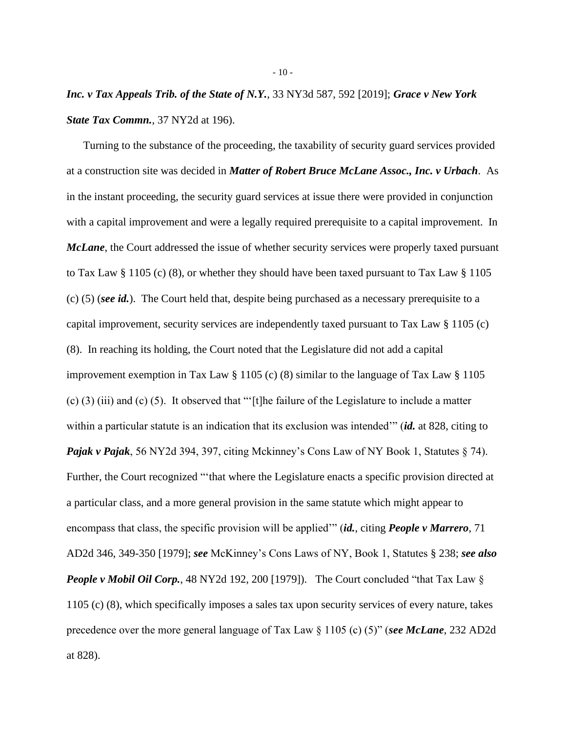***Inc. v Tax Appeals Trib. of the State of N.Y.***, 33 NY3d 587, 592 [2019]; ***Grace v New York State Tax Commn.***, 37 NY2d at 196).

Turning to the substance of the proceeding, the taxability of security guard services provided at a construction site was decided in ***Matter of Robert Bruce McLane Assoc., Inc. v Urbach***. As in the instant proceeding, the security guard services at issue there were provided in conjunction with a capital improvement and were a legally required prerequisite to a capital improvement. In ***McLane***, the Court addressed the issue of whether security services were properly taxed pursuant to Tax Law § 1105 (c) (8), or whether they should have been taxed pursuant to Tax Law § 1105 (c) (5) (***see id.***). The Court held that, despite being purchased as a necessary prerequisite to a capital improvement, security services are independently taxed pursuant to Tax Law § 1105 (c) (8). In reaching its holding, the Court noted that the Legislature did not add a capital improvement exemption in Tax Law § 1105 (c) (8) similar to the language of Tax Law § 1105 (c) (3) (iii) and (c) (5). It observed that "'[t]he failure of the Legislature to include a matter within a particular statute is an indication that its exclusion was intended'" (***id.*** at 828, citing to ***Pajak v Pajak***, 56 NY2d 394, 397, citing Mckinney's Cons Law of NY Book 1, Statutes § 74). Further, the Court recognized "'that where the Legislature enacts a specific provision directed at a particular class, and a more general provision in the same statute which might appear to encompass that class, the specific provision will be applied'" (***id.***, citing ***People v Marrero***, 71 AD2d 346, 349-350 [1979]; ***see*** McKinney's Cons Laws of NY, Book 1, Statutes § 238; ***see also People v Mobil Oil Corp.***, 48 NY2d 192, 200 [1979]). The Court concluded "that Tax Law § 1105 (c) (8), which specifically imposes a sales tax upon security services of every nature, takes precedence over the more general language of Tax Law § 1105 (c) (5)" (***see McLane***, 232 AD2d at 828).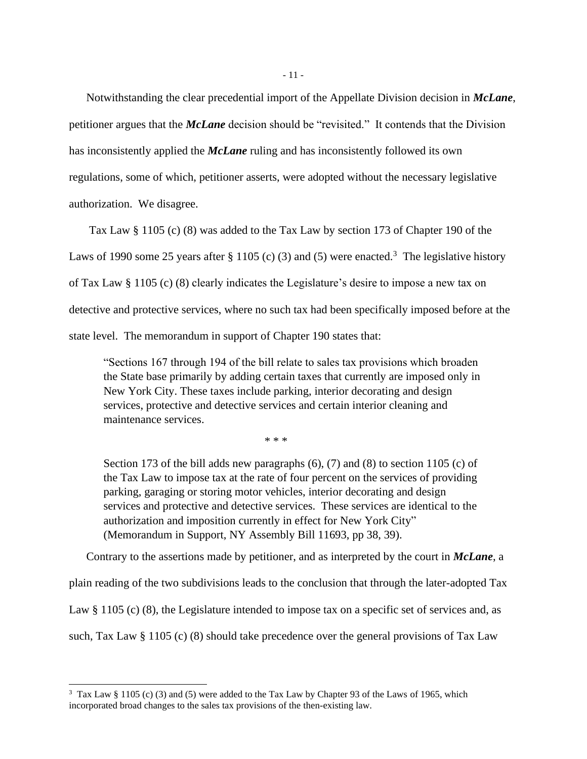Notwithstanding the clear precedential import of the Appellate Division decision in ***McLane***, petitioner argues that the ***McLane*** decision should be "revisited." It contends that the Division has inconsistently applied the ***McLane*** ruling and has inconsistently followed its own regulations, some of which, petitioner asserts, were adopted without the necessary legislative authorization. We disagree.

Tax Law § 1105 (c) (8) was added to the Tax Law by section 173 of Chapter 190 of the Laws of 1990 some 25 years after § 1105 (c) (3) and (5) were enacted.[3] The legislative history of Tax Law § 1105 (c) (8) clearly indicates the Legislature's desire to impose a new tax on detective and protective services, where no such tax had been specifically imposed before at the state level. The memorandum in support of Chapter 190 states that:

> "Sections 167 through 194 of the bill relate to sales tax provisions which broaden the State base primarily by adding certain taxes that currently are imposed only in New York City. These taxes include parking, interior decorating and design services, protective and detective services and certain interior cleaning and maintenance services.
>
> \* \* \*
>
> Section 173 of the bill adds new paragraphs (6), (7) and (8) to section 1105 (c) of the Tax Law to impose tax at the rate of four percent on the services of providing parking, garaging or storing motor vehicles, interior decorating and design services and protective and detective services. These services are identical to the authorization and imposition currently in effect for New York City" (Memorandum in Support, NY Assembly Bill 11693, pp 38, 39).

Contrary to the assertions made by petitioner, and as interpreted by the court in ***McLane***, a plain reading of the two subdivisions leads to the conclusion that through the later-adopted Tax Law § 1105 (c) (8), the Legislature intended to impose tax on a specific set of services and, as such, Tax Law § 1105 (c) (8) should take precedence over the general provisions of Tax Law

[3] Tax Law § 1105 (c) (3) and (5) were added to the Tax Law by Chapter 93 of the Laws of 1965, which incorporated broad changes to the sales tax provisions of the then-existing law.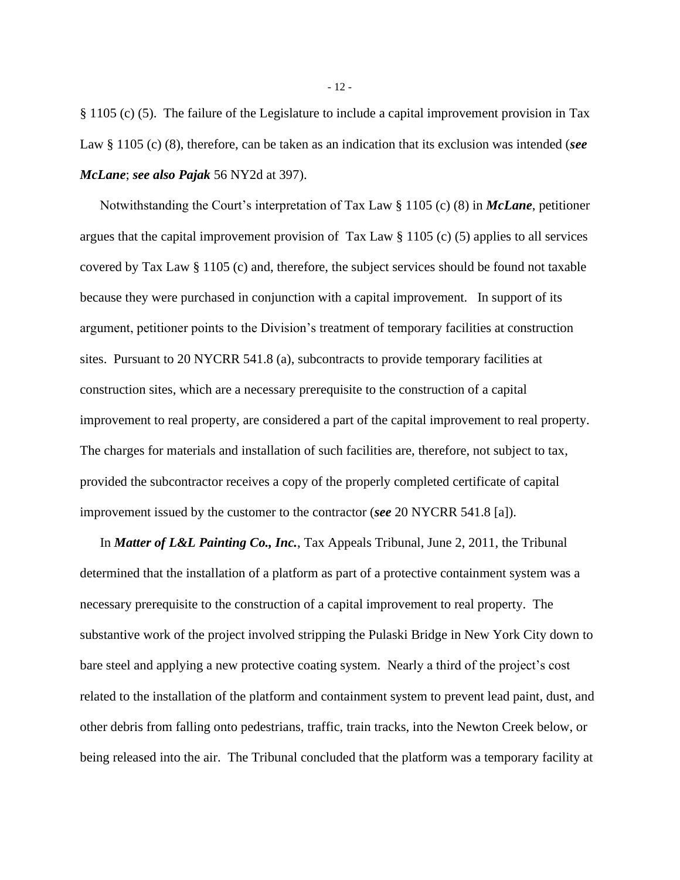§ 1105 (c) (5). The failure of the Legislature to include a capital improvement provision in Tax Law § 1105 (c) (8), therefore, can be taken as an indication that its exclusion was intended (***see McLane***; ***see also Pajak*** 56 NY2d at 397).

Notwithstanding the Court's interpretation of Tax Law § 1105 (c) (8) in ***McLane***, petitioner argues that the capital improvement provision of Tax Law § 1105 (c) (5) applies to all services covered by Tax Law § 1105 (c) and, therefore, the subject services should be found not taxable because they were purchased in conjunction with a capital improvement. In support of its argument, petitioner points to the Division's treatment of temporary facilities at construction sites. Pursuant to 20 NYCRR 541.8 (a), subcontracts to provide temporary facilities at construction sites, which are a necessary prerequisite to the construction of a capital improvement to real property, are considered a part of the capital improvement to real property. The charges for materials and installation of such facilities are, therefore, not subject to tax, provided the subcontractor receives a copy of the properly completed certificate of capital improvement issued by the customer to the contractor (***see*** 20 NYCRR 541.8 [a]).

In ***Matter of L&L Painting Co., Inc.***, Tax Appeals Tribunal, June 2, 2011, the Tribunal determined that the installation of a platform as part of a protective containment system was a necessary prerequisite to the construction of a capital improvement to real property. The substantive work of the project involved stripping the Pulaski Bridge in New York City down to bare steel and applying a new protective coating system. Nearly a third of the project's cost related to the installation of the platform and containment system to prevent lead paint, dust, and other debris from falling onto pedestrians, traffic, train tracks, into the Newton Creek below, or being released into the air. The Tribunal concluded that the platform was a temporary facility at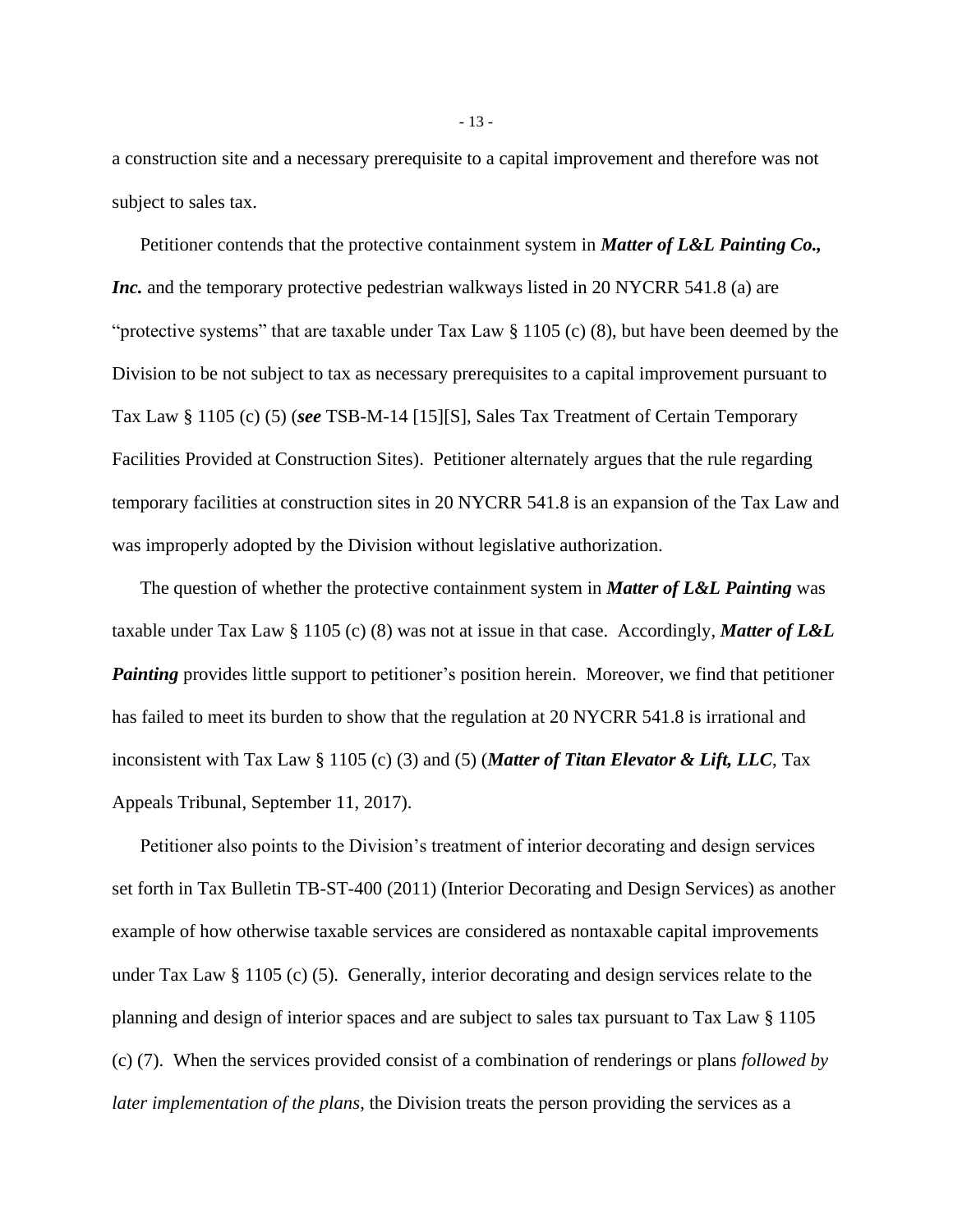a construction site and a necessary prerequisite to a capital improvement and therefore was not subject to sales tax.

Petitioner contends that the protective containment system in ***Matter of L&L Painting Co., Inc.*** and the temporary protective pedestrian walkways listed in 20 NYCRR 541.8 (a) are "protective systems" that are taxable under Tax Law § 1105 (c) (8), but have been deemed by the Division to be not subject to tax as necessary prerequisites to a capital improvement pursuant to Tax Law § 1105 (c) (5) (***see*** TSB-M-14 [15][S], Sales Tax Treatment of Certain Temporary Facilities Provided at Construction Sites). Petitioner alternately argues that the rule regarding temporary facilities at construction sites in 20 NYCRR 541.8 is an expansion of the Tax Law and was improperly adopted by the Division without legislative authorization.

The question of whether the protective containment system in ***Matter of L&L Painting*** was taxable under Tax Law § 1105 (c) (8) was not at issue in that case. Accordingly, ***Matter of L&L Painting*** provides little support to petitioner's position herein. Moreover, we find that petitioner has failed to meet its burden to show that the regulation at 20 NYCRR 541.8 is irrational and inconsistent with Tax Law § 1105 (c) (3) and (5) (***Matter of Titan Elevator & Lift, LLC***, Tax Appeals Tribunal, September 11, 2017).

Petitioner also points to the Division's treatment of interior decorating and design services set forth in Tax Bulletin TB-ST-400 (2011) (Interior Decorating and Design Services) as another example of how otherwise taxable services are considered as nontaxable capital improvements under Tax Law § 1105 (c) (5). Generally, interior decorating and design services relate to the planning and design of interior spaces and are subject to sales tax pursuant to Tax Law § 1105 (c) (7). When the services provided consist of a combination of renderings or plans *followed by later implementation of the plans*, the Division treats the person providing the services as a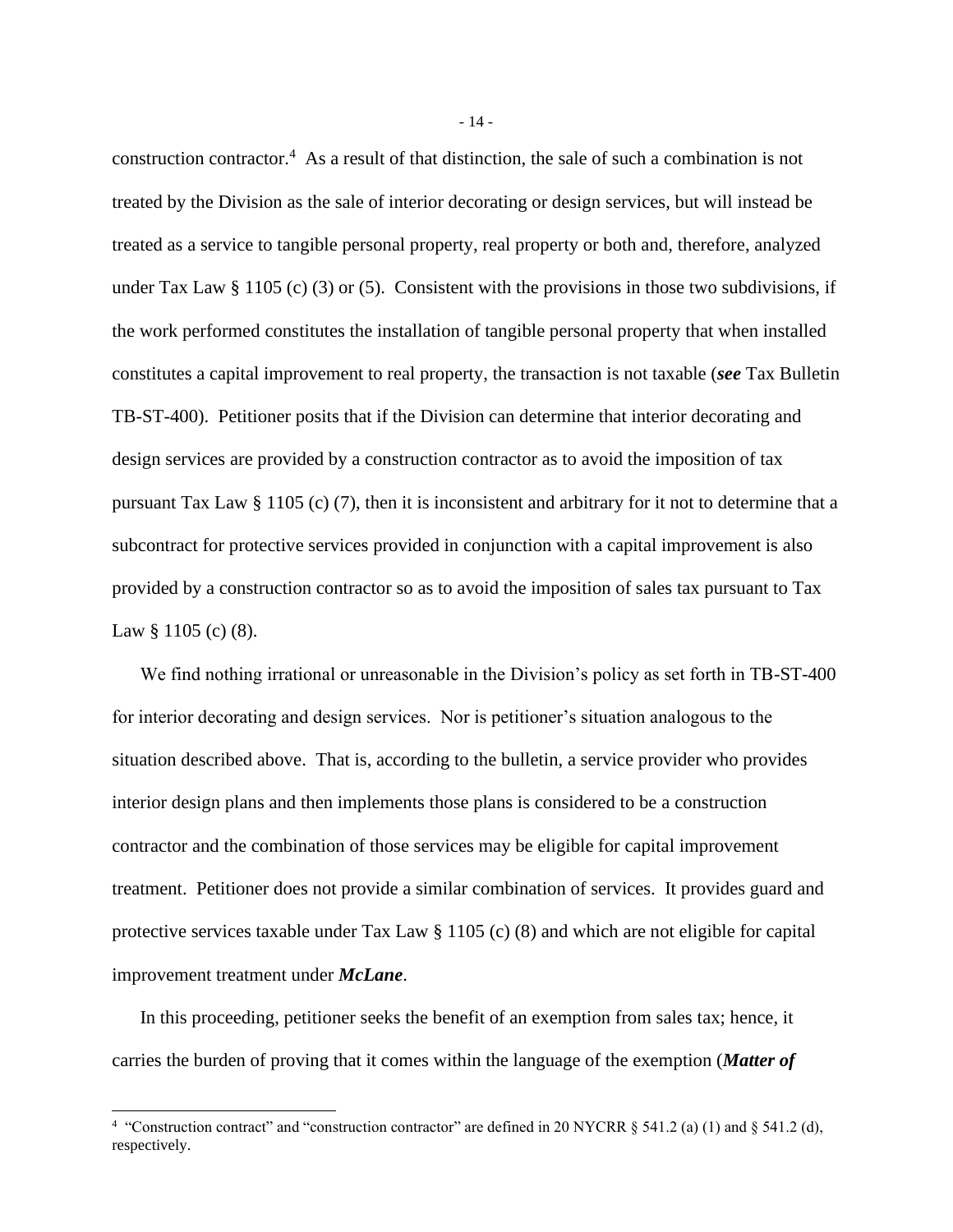construction contractor.[4] As a result of that distinction, the sale of such a combination is not treated by the Division as the sale of interior decorating or design services, but will instead be treated as a service to tangible personal property, real property or both and, therefore, analyzed under Tax Law § 1105 (c) (3) or (5). Consistent with the provisions in those two subdivisions, if the work performed constitutes the installation of tangible personal property that when installed constitutes a capital improvement to real property, the transaction is not taxable (***see*** Tax Bulletin TB-ST-400). Petitioner posits that if the Division can determine that interior decorating and design services are provided by a construction contractor as to avoid the imposition of tax pursuant Tax Law § 1105 (c) (7), then it is inconsistent and arbitrary for it not to determine that a subcontract for protective services provided in conjunction with a capital improvement is also provided by a construction contractor so as to avoid the imposition of sales tax pursuant to Tax Law § 1105 (c) (8).

We find nothing irrational or unreasonable in the Division's policy as set forth in TB-ST-400 for interior decorating and design services. Nor is petitioner's situation analogous to the situation described above. That is, according to the bulletin, a service provider who provides interior design plans and then implements those plans is considered to be a construction contractor and the combination of those services may be eligible for capital improvement treatment. Petitioner does not provide a similar combination of services. It provides guard and protective services taxable under Tax Law § 1105 (c) (8) and which are not eligible for capital improvement treatment under ***McLane***.

In this proceeding, petitioner seeks the benefit of an exemption from sales tax; hence, it carries the burden of proving that it comes within the language of the exemption (***Matter of***

---

[4] "Construction contract" and "construction contractor" are defined in 20 NYCRR § 541.2 (a) (1) and § 541.2 (d), respectively.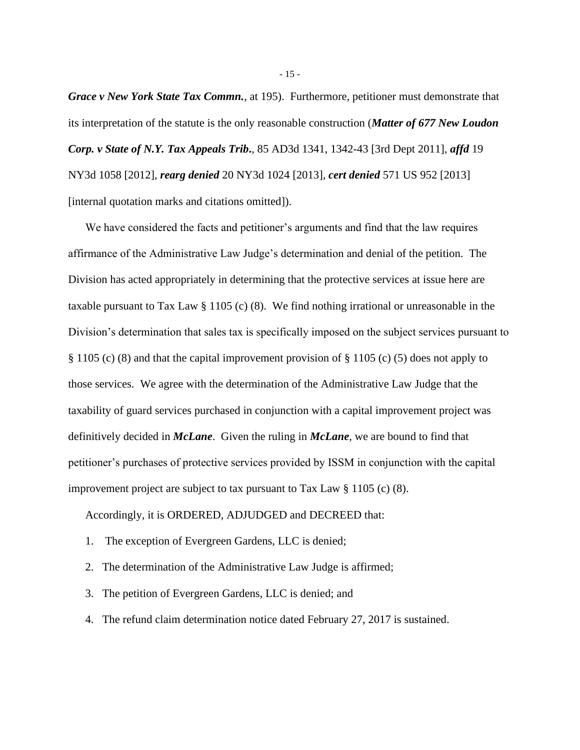***Grace v New York State Tax Commn.***, at 195). Furthermore, petitioner must demonstrate that its interpretation of the statute is the only reasonable construction (***Matter of 677 New Loudon Corp. v State of N.Y. Tax Appeals Trib.***, 85 AD3d 1341, 1342-43 [3rd Dept 2011], ***affd*** 19 NY3d 1058 [2012], ***rearg denied*** 20 NY3d 1024 [2013], ***cert denied*** 571 US 952 [2013] [internal quotation marks and citations omitted]).

We have considered the facts and petitioner's arguments and find that the law requires affirmance of the Administrative Law Judge's determination and denial of the petition. The Division has acted appropriately in determining that the protective services at issue here are taxable pursuant to Tax Law § 1105 (c) (8). We find nothing irrational or unreasonable in the Division's determination that sales tax is specifically imposed on the subject services pursuant to § 1105 (c) (8) and that the capital improvement provision of § 1105 (c) (5) does not apply to those services. We agree with the determination of the Administrative Law Judge that the taxability of guard services purchased in conjunction with a capital improvement project was definitively decided in ***McLane***. Given the ruling in ***McLane***, we are bound to find that petitioner's purchases of protective services provided by ISSM in conjunction with the capital improvement project are subject to tax pursuant to Tax Law § 1105 (c) (8).

Accordingly, it is ORDERED, ADJUDGED and DECREED that:

1. The exception of Evergreen Gardens, LLC is denied;
2. The determination of the Administrative Law Judge is affirmed;
3. The petition of Evergreen Gardens, LLC is denied; and
4. The refund claim determination notice dated February 27, 2017 is sustained.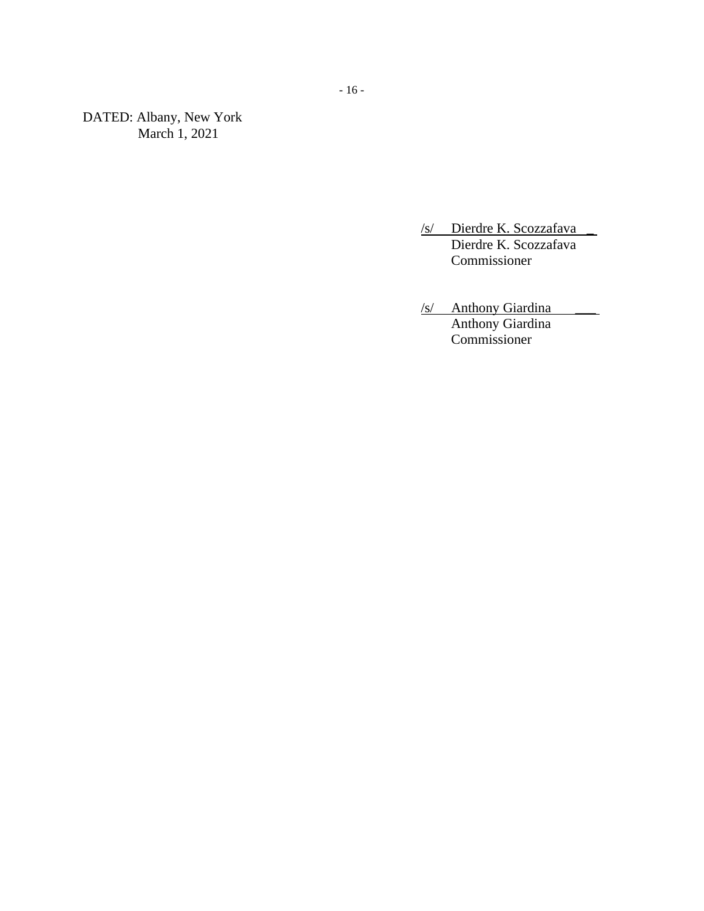DATED: Albany, New York
March 1, 2021

/s/ Dierdre K. Scozzafava
Dierdre K. Scozzafava
Commissioner

/s/ Anthony Giardina
Anthony Giardina
Commissioner